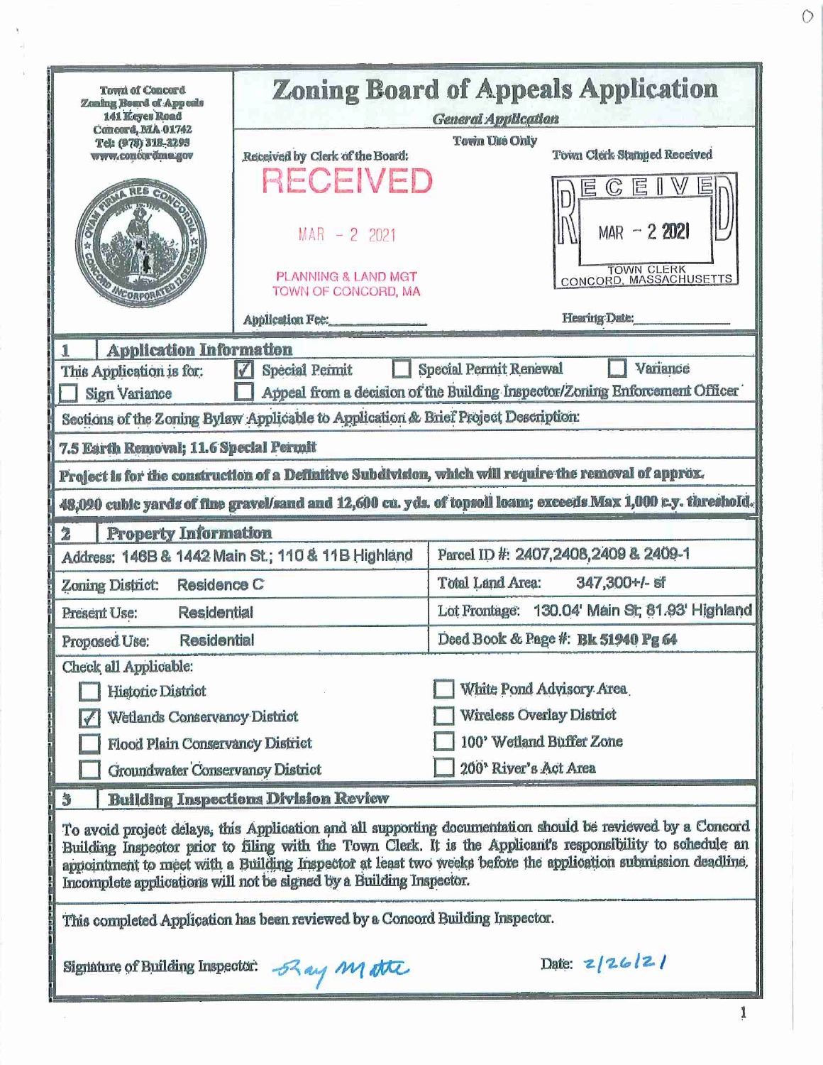Town of Concord
Zoning Board of Appeals
141 Keyes Road
Concord, MA 01742
Tel: (978) 318-3295
www.concordma.gov

# Zoning Board of Appeals Application

*General Application*

**Town Use Only**

Received by Clerk of the Board: RECEIVED MAR - 2 2021 PLANNING & LAND MGT TOWN OF CONCORD, MA

Town Clerk Stamped Received: RECEIVED MAR - 2 2021 TOWN CLERK CONCORD, MASSACHUSETTS

Application Fee: ____________ Hearing Date: ____________

## 1 Application Information

This Application is for: ☑ Special Permit ☐ Special Permit Renewal ☐ Variance ☐ Sign Variance ☐ Appeal from a decision of the Building Inspector/Zoning Enforcement Officer

Sections of the Zoning Bylaw Applicable to Application & Brief Project Description:

**7.5 Earth Removal; 11.6 Special Permit**

**Project is for the construction of a Definitive Subdivision, which will require the removal of approx. 48,090 cubic yards of fine gravel/sand and 12,600 cu. yds. of topsoil loam; exceeds Max 1,000 c.y. threshold.**

## 2 Property Information

| | |
|---|---|
| Address: 146B & 1442 Main St.; 110 & 11B Highland | Parcel ID #: 2407,2408,2409 & 2409-1 |
| Zoning District: Residence C | Total Land Area: 347,300+/- sf |
| Present Use: Residential | Lot Frontage: 130.04' Main St; 81.93' Highland |
| Proposed Use: Residential | Deed Book & Page #: Bk 51940 Pg 64 |

Check all Applicable:

- ☐ Historic District
- ☑ Wetlands Conservancy District
- ☐ Flood Plain Conservancy District
- ☐ Groundwater Conservancy District
- ☐ White Pond Advisory Area
- ☐ Wireless Overlay District
- ☐ 100' Wetland Buffer Zone
- ☐ 200' River's Act Area

## 3 Building Inspections Division Review

To avoid project delays, this Application and all supporting documentation should be reviewed by a Concord Building Inspector prior to filing with the Town Clerk. It is the Applicant's responsibility to schedule an appointment to meet with a Building Inspector at least two weeks before the application submission deadline. Incomplete applications will not be signed by a Building Inspector.

This completed Application has been reviewed by a Concord Building Inspector.

Signature of Building Inspector: *Ray Matte* Date: 2/26/21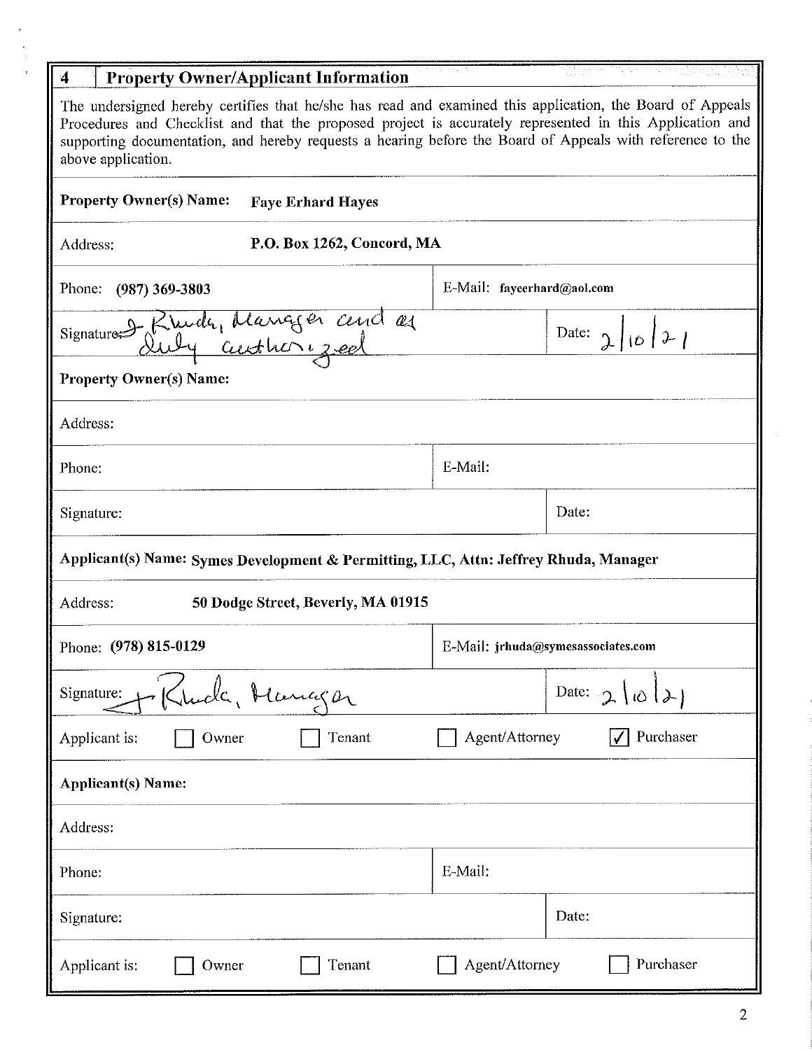## 4 Property Owner/Applicant Information

The undersigned hereby certifies that he/she has read and examined this application, the Board of Appeals Procedures and Checklist and that the proposed project is accurately represented in this Application and supporting documentation, and hereby requests a hearing before the Board of Appeals with reference to the above application.

| | |
|---|---|
| **Property Owner(s) Name:** **Faye Erhard Hayes** | |
| Address: **P.O. Box 1262, Concord, MA** | |
| Phone: **(987) 369-3803** | E-Mail: **fayeerhard@aol.com** |
| Signature: J. Rhuda, Manager and as duly authorized | Date: 2/10/21 |
| **Property Owner(s) Name:** | |
| Address: | |
| Phone: | E-Mail: |
| Signature: | Date: |
| **Applicant(s) Name: Symes Development & Permitting, LLC, Attn: Jeffrey Rhuda, Manager** | |
| Address: **50 Dodge Street, Beverly, MA 01915** | |
| Phone: **(978) 815-0129** | E-Mail: **jrhuda@symesassociates.com** |
| Signature: J. Rhuda, Manager | Date: 2/10/21 |
| Applicant is: ☐ Owner ☐ Tenant ☐ Agent/Attorney ☑ Purchaser | |
| **Applicant(s) Name:** | |
| Address: | |
| Phone: | E-Mail: |
| Signature: | Date: |
| Applicant is: ☐ Owner ☐ Tenant ☐ Agent/Attorney ☐ Purchaser | |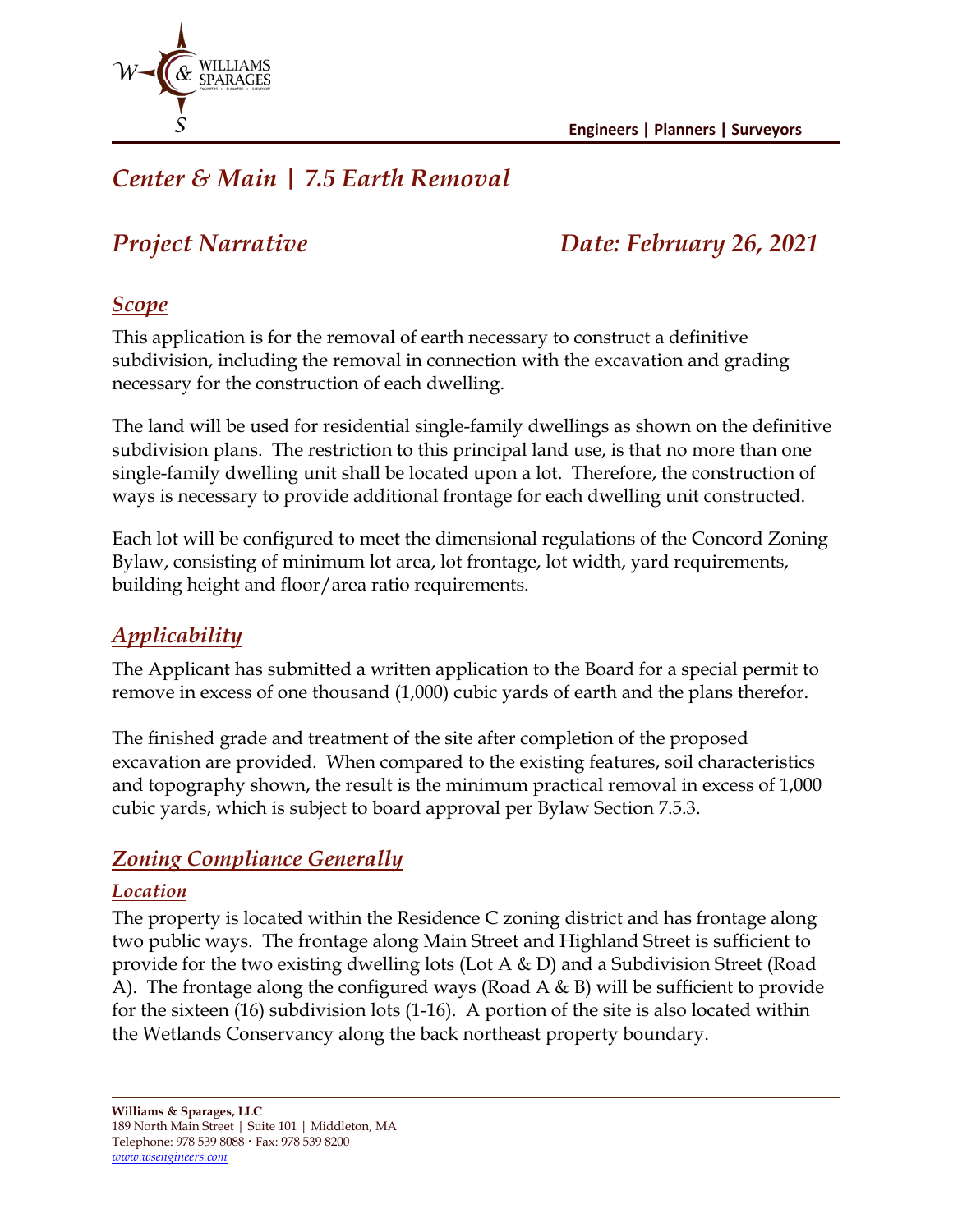# *Center & Main | 7.5 Earth Removal*

## *Project Narrative* *Date: February 26, 2021*

### *Scope*

This application is for the removal of earth necessary to construct a definitive subdivision, including the removal in connection with the excavation and grading necessary for the construction of each dwelling.

The land will be used for residential single-family dwellings as shown on the definitive subdivision plans. The restriction to this principal land use, is that no more than one single-family dwelling unit shall be located upon a lot. Therefore, the construction of ways is necessary to provide additional frontage for each dwelling unit constructed.

Each lot will be configured to meet the dimensional regulations of the Concord Zoning Bylaw, consisting of minimum lot area, lot frontage, lot width, yard requirements, building height and floor/area ratio requirements.

### *Applicability*

The Applicant has submitted a written application to the Board for a special permit to remove in excess of one thousand (1,000) cubic yards of earth and the plans therefor.

The finished grade and treatment of the site after completion of the proposed excavation are provided. When compared to the existing features, soil characteristics and topography shown, the result is the minimum practical removal in excess of 1,000 cubic yards, which is subject to board approval per Bylaw Section 7.5.3.

### *Zoning Compliance Generally*

#### *Location*

The property is located within the Residence C zoning district and has frontage along two public ways. The frontage along Main Street and Highland Street is sufficient to provide for the two existing dwelling lots (Lot A & D) and a Subdivision Street (Road A). The frontage along the configured ways (Road A & B) will be sufficient to provide for the sixteen (16) subdivision lots (1-16). A portion of the site is also located within the Wetlands Conservancy along the back northeast property boundary.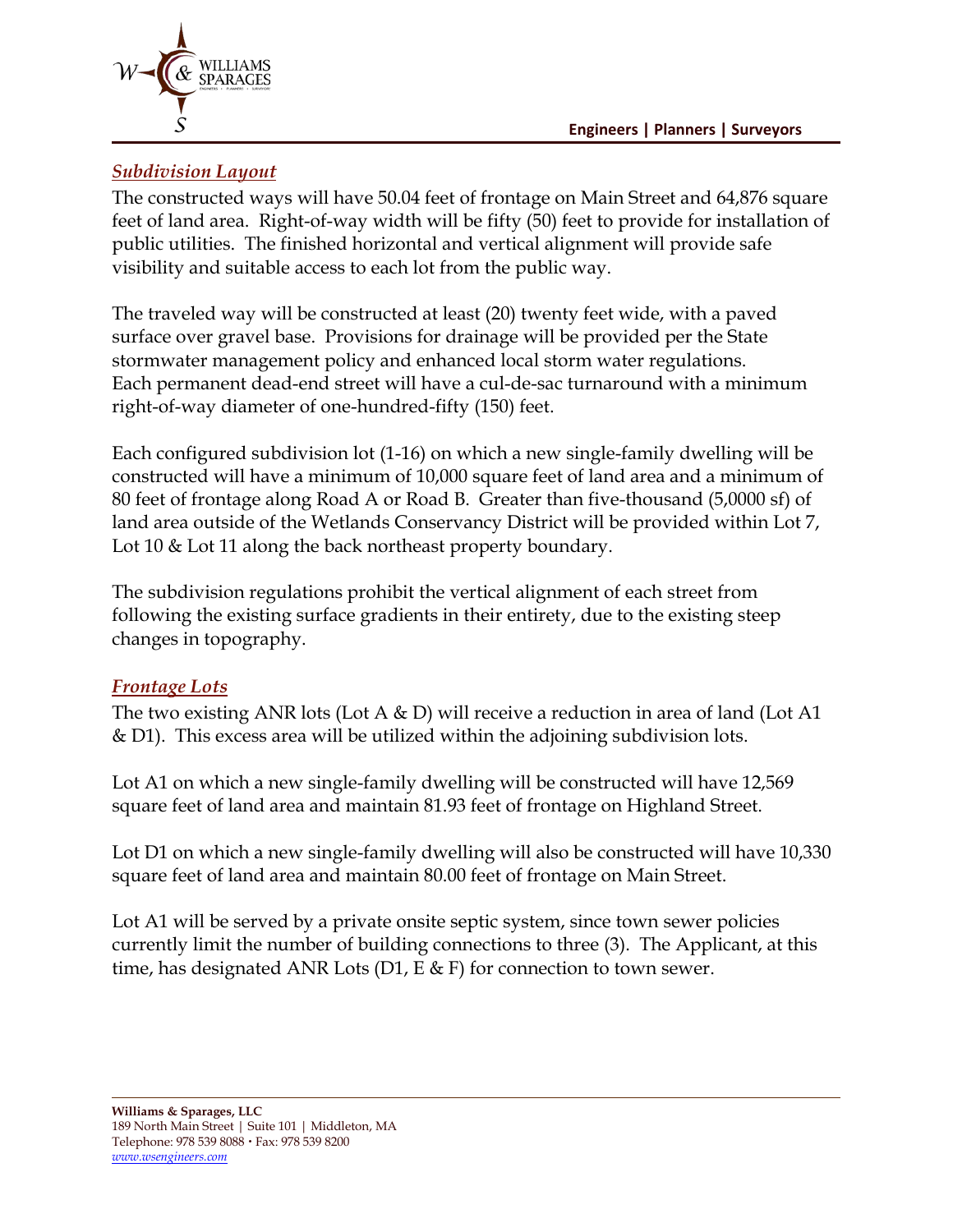## *Subdivision Layout*

The constructed ways will have 50.04 feet of frontage on Main Street and 64,876 square feet of land area. Right-of-way width will be fifty (50) feet to provide for installation of public utilities. The finished horizontal and vertical alignment will provide safe visibility and suitable access to each lot from the public way.

The traveled way will be constructed at least (20) twenty feet wide, with a paved surface over gravel base. Provisions for drainage will be provided per the State stormwater management policy and enhanced local storm water regulations. Each permanent dead-end street will have a cul-de-sac turnaround with a minimum right-of-way diameter of one-hundred-fifty (150) feet.

Each configured subdivision lot (1-16) on which a new single-family dwelling will be constructed will have a minimum of 10,000 square feet of land area and a minimum of 80 feet of frontage along Road A or Road B. Greater than five-thousand (5,0000 sf) of land area outside of the Wetlands Conservancy District will be provided within Lot 7, Lot 10 & Lot 11 along the back northeast property boundary.

The subdivision regulations prohibit the vertical alignment of each street from following the existing surface gradients in their entirety, due to the existing steep changes in topography.

## *Frontage Lots*

The two existing ANR lots (Lot A & D) will receive a reduction in area of land (Lot A1 & D1). This excess area will be utilized within the adjoining subdivision lots.

Lot A1 on which a new single-family dwelling will be constructed will have 12,569 square feet of land area and maintain 81.93 feet of frontage on Highland Street.

Lot D1 on which a new single-family dwelling will also be constructed will have 10,330 square feet of land area and maintain 80.00 feet of frontage on Main Street.

Lot A1 will be served by a private onsite septic system, since town sewer policies currently limit the number of building connections to three (3). The Applicant, at this time, has designated ANR Lots (D1, E & F) for connection to town sewer.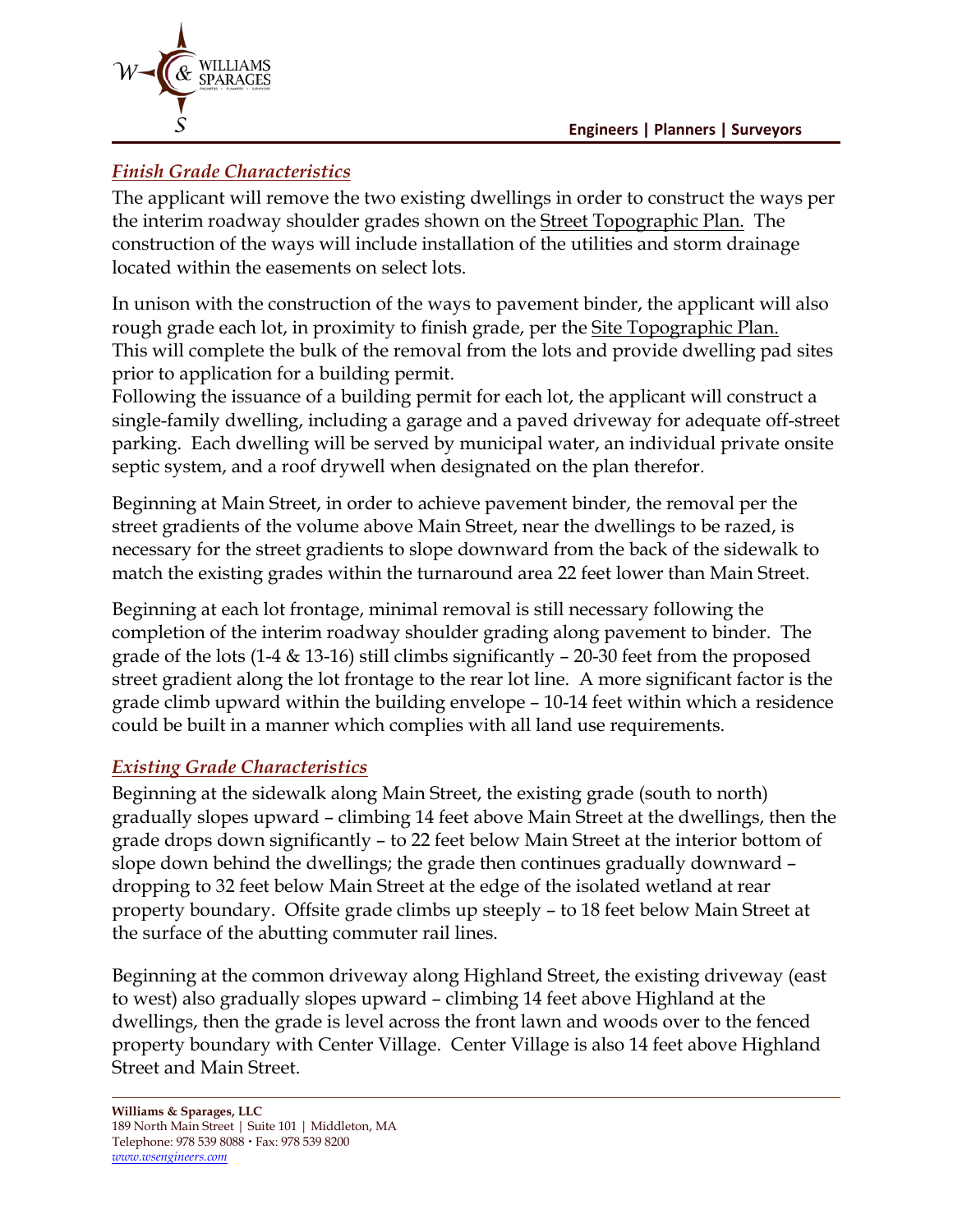### *Finish Grade Characteristics*

The applicant will remove the two existing dwellings in order to construct the ways per the interim roadway shoulder grades shown on the Street Topographic Plan. The construction of the ways will include installation of the utilities and storm drainage located within the easements on select lots.

In unison with the construction of the ways to pavement binder, the applicant will also rough grade each lot, in proximity to finish grade, per the Site Topographic Plan. This will complete the bulk of the removal from the lots and provide dwelling pad sites prior to application for a building permit.
Following the issuance of a building permit for each lot, the applicant will construct a single-family dwelling, including a garage and a paved driveway for adequate off-street parking. Each dwelling will be served by municipal water, an individual private onsite septic system, and a roof drywell when designated on the plan therefor.

Beginning at Main Street, in order to achieve pavement binder, the removal per the street gradients of the volume above Main Street, near the dwellings to be razed, is necessary for the street gradients to slope downward from the back of the sidewalk to match the existing grades within the turnaround area 22 feet lower than Main Street.

Beginning at each lot frontage, minimal removal is still necessary following the completion of the interim roadway shoulder grading along pavement to binder. The grade of the lots (1-4 & 13-16) still climbs significantly – 20-30 feet from the proposed street gradient along the lot frontage to the rear lot line. A more significant factor is the grade climb upward within the building envelope – 10-14 feet within which a residence could be built in a manner which complies with all land use requirements.

### *Existing Grade Characteristics*

Beginning at the sidewalk along Main Street, the existing grade (south to north) gradually slopes upward – climbing 14 feet above Main Street at the dwellings, then the grade drops down significantly – to 22 feet below Main Street at the interior bottom of slope down behind the dwellings; the grade then continues gradually downward – dropping to 32 feet below Main Street at the edge of the isolated wetland at rear property boundary. Offsite grade climbs up steeply – to 18 feet below Main Street at the surface of the abutting commuter rail lines.

Beginning at the common driveway along Highland Street, the existing driveway (east to west) also gradually slopes upward – climbing 14 feet above Highland at the dwellings, then the grade is level across the front lawn and woods over to the fenced property boundary with Center Village. Center Village is also 14 feet above Highland Street and Main Street.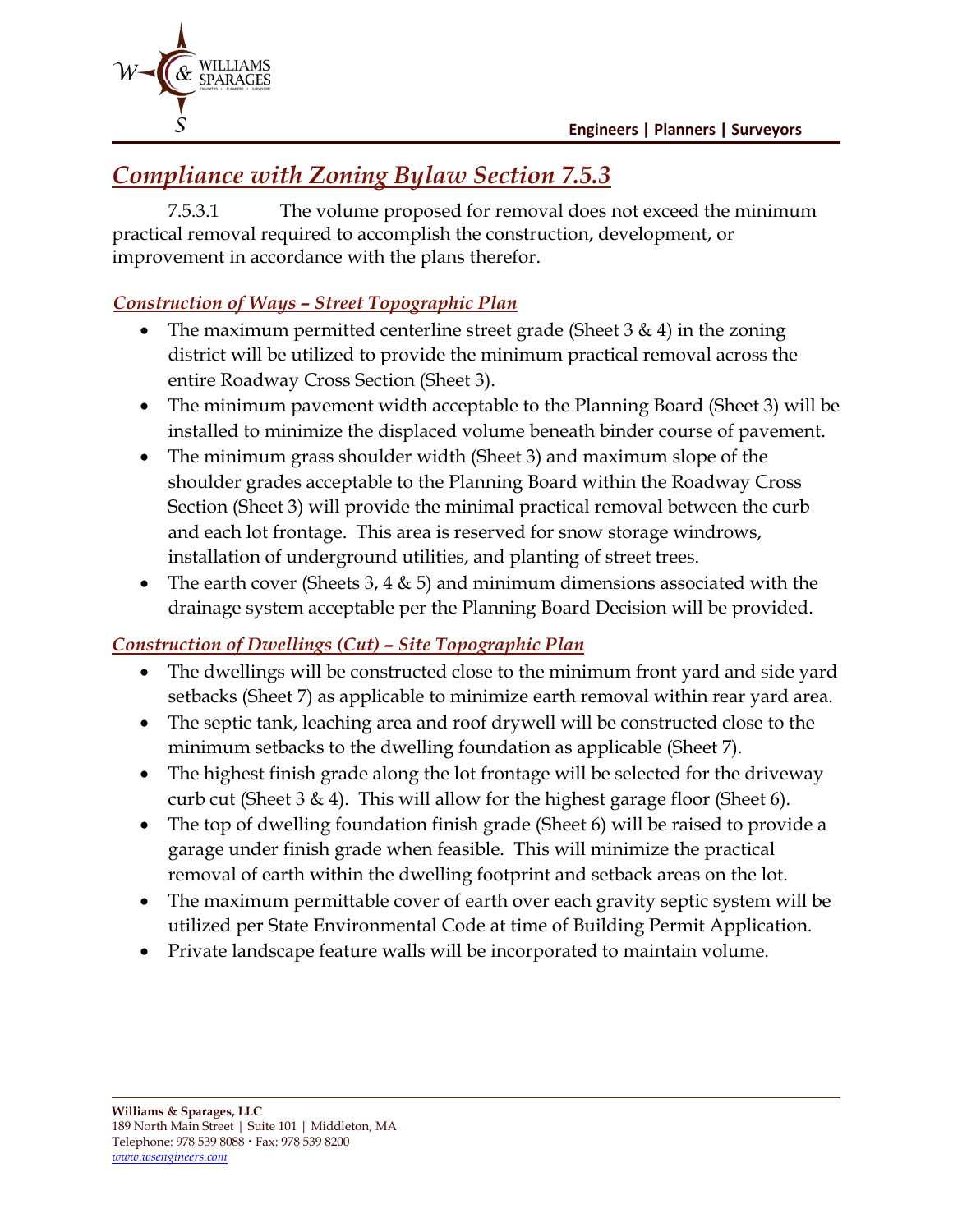# Compliance with Zoning Bylaw Section 7.5.3

7.5.3.1 The volume proposed for removal does not exceed the minimum practical removal required to accomplish the construction, development, or improvement in accordance with the plans therefor.

## *Construction of Ways – Street Topographic Plan*

- The maximum permitted centerline street grade (Sheet 3 & 4) in the zoning district will be utilized to provide the minimum practical removal across the entire Roadway Cross Section (Sheet 3).
- The minimum pavement width acceptable to the Planning Board (Sheet 3) will be installed to minimize the displaced volume beneath binder course of pavement.
- The minimum grass shoulder width (Sheet 3) and maximum slope of the shoulder grades acceptable to the Planning Board within the Roadway Cross Section (Sheet 3) will provide the minimal practical removal between the curb and each lot frontage. This area is reserved for snow storage windrows, installation of underground utilities, and planting of street trees.
- The earth cover (Sheets 3, 4 & 5) and minimum dimensions associated with the drainage system acceptable per the Planning Board Decision will be provided.

## *Construction of Dwellings (Cut) – Site Topographic Plan*

- The dwellings will be constructed close to the minimum front yard and side yard setbacks (Sheet 7) as applicable to minimize earth removal within rear yard area.
- The septic tank, leaching area and roof drywell will be constructed close to the minimum setbacks to the dwelling foundation as applicable (Sheet 7).
- The highest finish grade along the lot frontage will be selected for the driveway curb cut (Sheet 3 & 4). This will allow for the highest garage floor (Sheet 6).
- The top of dwelling foundation finish grade (Sheet 6) will be raised to provide a garage under finish grade when feasible. This will minimize the practical removal of earth within the dwelling footprint and setback areas on the lot.
- The maximum permittable cover of earth over each gravity septic system will be utilized per State Environmental Code at time of Building Permit Application.
- Private landscape feature walls will be incorporated to maintain volume.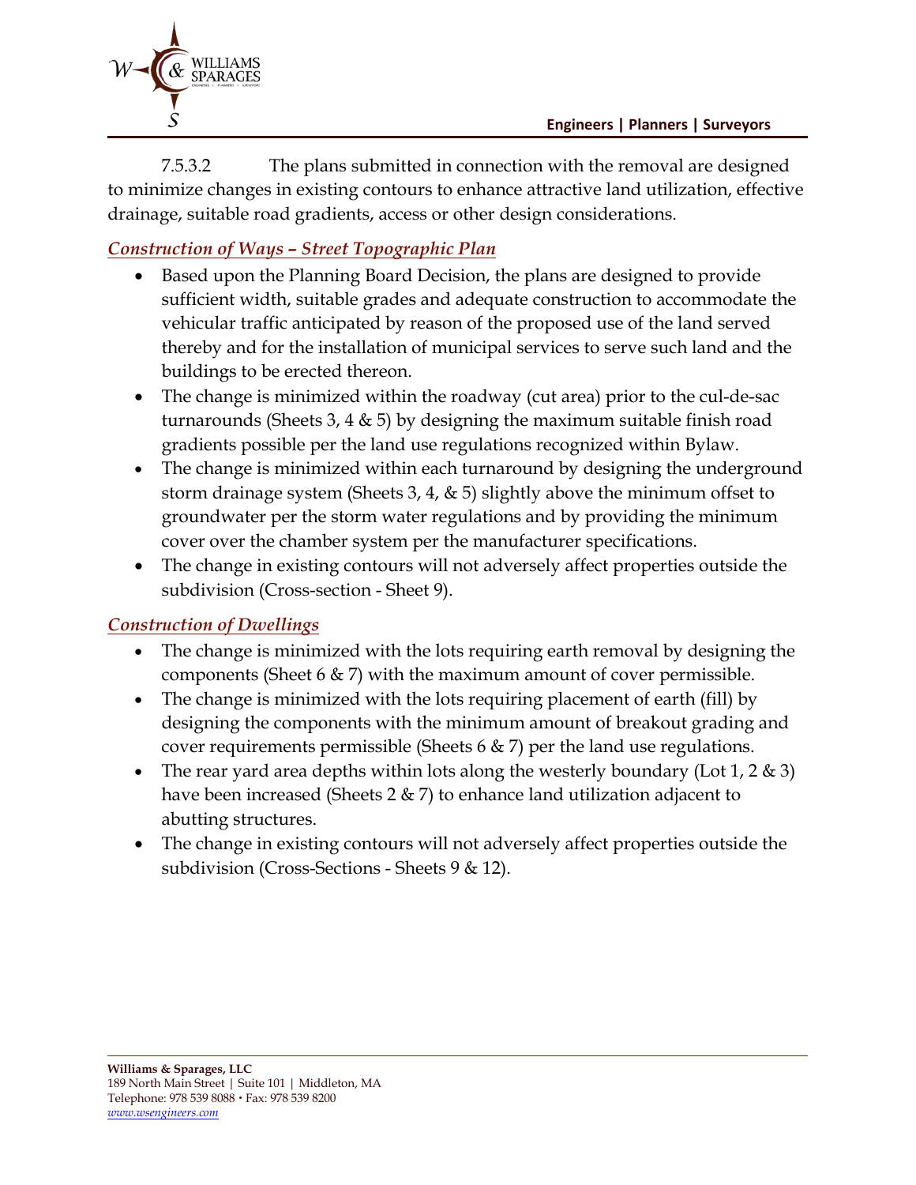7.5.3.2 The plans submitted in connection with the removal are designed to minimize changes in existing contours to enhance attractive land utilization, effective drainage, suitable road gradients, access or other design considerations.

***Construction of Ways – Street Topographic Plan***

- Based upon the Planning Board Decision, the plans are designed to provide sufficient width, suitable grades and adequate construction to accommodate the vehicular traffic anticipated by reason of the proposed use of the land served thereby and for the installation of municipal services to serve such land and the buildings to be erected thereon.
- The change is minimized within the roadway (cut area) prior to the cul-de-sac turnarounds (Sheets 3, 4 & 5) by designing the maximum suitable finish road gradients possible per the land use regulations recognized within Bylaw.
- The change is minimized within each turnaround by designing the underground storm drainage system (Sheets 3, 4, & 5) slightly above the minimum offset to groundwater per the storm water regulations and by providing the minimum cover over the chamber system per the manufacturer specifications.
- The change in existing contours will not adversely affect properties outside the subdivision (Cross-section - Sheet 9).

***Construction of Dwellings***

- The change is minimized with the lots requiring earth removal by designing the components (Sheet 6 & 7) with the maximum amount of cover permissible.
- The change is minimized with the lots requiring placement of earth (fill) by designing the components with the minimum amount of breakout grading and cover requirements permissible (Sheets 6 & 7) per the land use regulations.
- The rear yard area depths within lots along the westerly boundary (Lot 1, 2 & 3) have been increased (Sheets 2 & 7) to enhance land utilization adjacent to abutting structures.
- The change in existing contours will not adversely affect properties outside the subdivision (Cross-Sections - Sheets 9 & 12).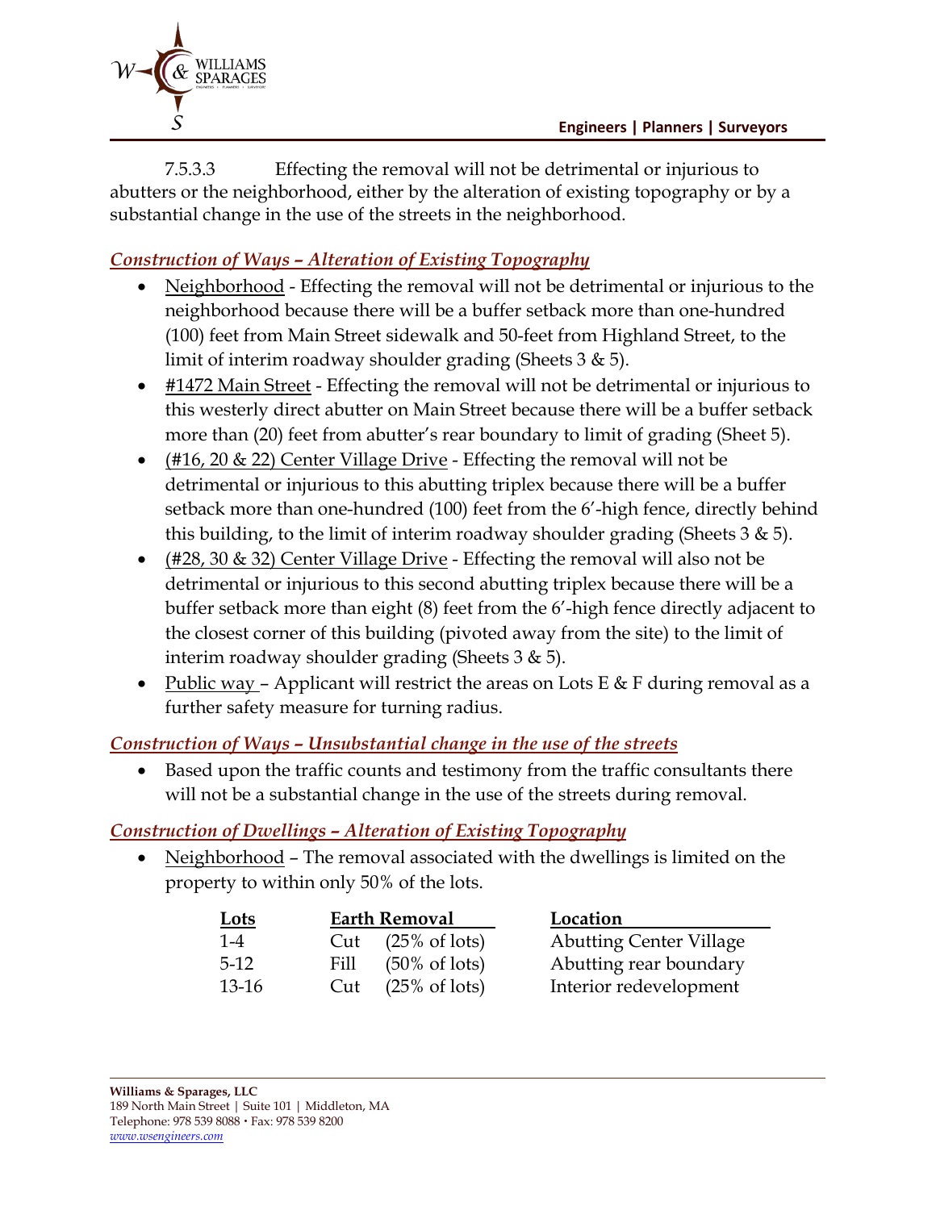7.5.3.3 Effecting the removal will not be detrimental or injurious to abutters or the neighborhood, either by the alteration of existing topography or by a substantial change in the use of the streets in the neighborhood.

***Construction of Ways – Alteration of Existing Topography***

- Neighborhood - Effecting the removal will not be detrimental or injurious to the neighborhood because there will be a buffer setback more than one-hundred (100) feet from Main Street sidewalk and 50-feet from Highland Street, to the limit of interim roadway shoulder grading (Sheets 3 & 5).
- #1472 Main Street - Effecting the removal will not be detrimental or injurious to this westerly direct abutter on Main Street because there will be a buffer setback more than (20) feet from abutter's rear boundary to limit of grading (Sheet 5).
- (#16, 20 & 22) Center Village Drive - Effecting the removal will not be detrimental or injurious to this abutting triplex because there will be a buffer setback more than one-hundred (100) feet from the 6'-high fence, directly behind this building, to the limit of interim roadway shoulder grading (Sheets 3 & 5).
- (#28, 30 & 32) Center Village Drive - Effecting the removal will also not be detrimental or injurious to this second abutting triplex because there will be a buffer setback more than eight (8) feet from the 6'-high fence directly adjacent to the closest corner of this building (pivoted away from the site) to the limit of interim roadway shoulder grading (Sheets 3 & 5).
- Public way – Applicant will restrict the areas on Lots E & F during removal as a further safety measure for turning radius.

***Construction of Ways – Unsubstantial change in the use of the streets***

- Based upon the traffic counts and testimony from the traffic consultants there will not be a substantial change in the use of the streets during removal.

***Construction of Dwellings – Alteration of Existing Topography***

- Neighborhood – The removal associated with the dwellings is limited on the property to within only 50% of the lots.

| Lots | Earth Removal | | Location |
|---|---|---|---|
| 1-4 | Cut | (25% of lots) | Abutting Center Village |
| 5-12 | Fill | (50% of lots) | Abutting rear boundary |
| 13-16 | Cut | (25% of lots) | Interior redevelopment |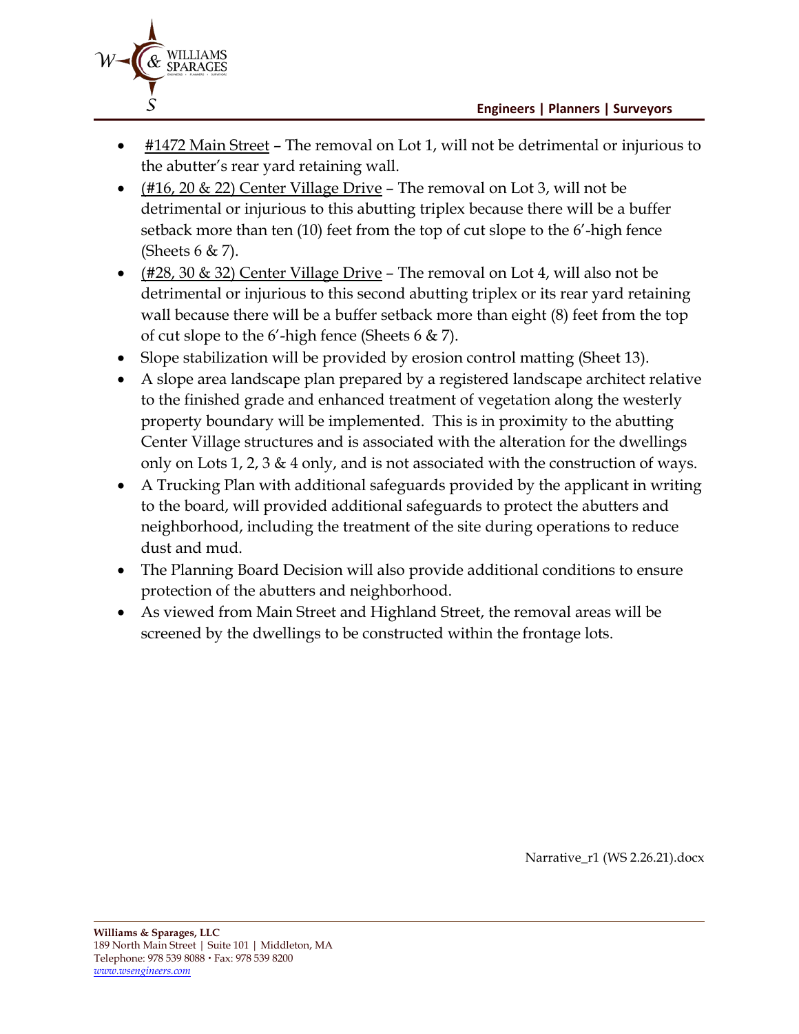- <u>#1472 Main Street</u> – The removal on Lot 1, will not be detrimental or injurious to the abutter's rear yard retaining wall.
- <u>(#16, 20 & 22) Center Village Drive</u> – The removal on Lot 3, will not be detrimental or injurious to this abutting triplex because there will be a buffer setback more than ten (10) feet from the top of cut slope to the 6'-high fence (Sheets 6 & 7).
- <u>(#28, 30 & 32) Center Village Drive</u> – The removal on Lot 4, will also not be detrimental or injurious to this second abutting triplex or its rear yard retaining wall because there will be a buffer setback more than eight (8) feet from the top of cut slope to the 6'-high fence (Sheets 6 & 7).
- Slope stabilization will be provided by erosion control matting (Sheet 13).
- A slope area landscape plan prepared by a registered landscape architect relative to the finished grade and enhanced treatment of vegetation along the westerly property boundary will be implemented. This is in proximity to the abutting Center Village structures and is associated with the alteration for the dwellings only on Lots 1, 2, 3 & 4 only, and is not associated with the construction of ways.
- A Trucking Plan with additional safeguards provided by the applicant in writing to the board, will provided additional safeguards to protect the abutters and neighborhood, including the treatment of the site during operations to reduce dust and mud.
- The Planning Board Decision will also provide additional conditions to ensure protection of the abutters and neighborhood.
- As viewed from Main Street and Highland Street, the removal areas will be screened by the dwellings to be constructed within the frontage lots.

Narrative_r1 (WS 2.26.21).docx